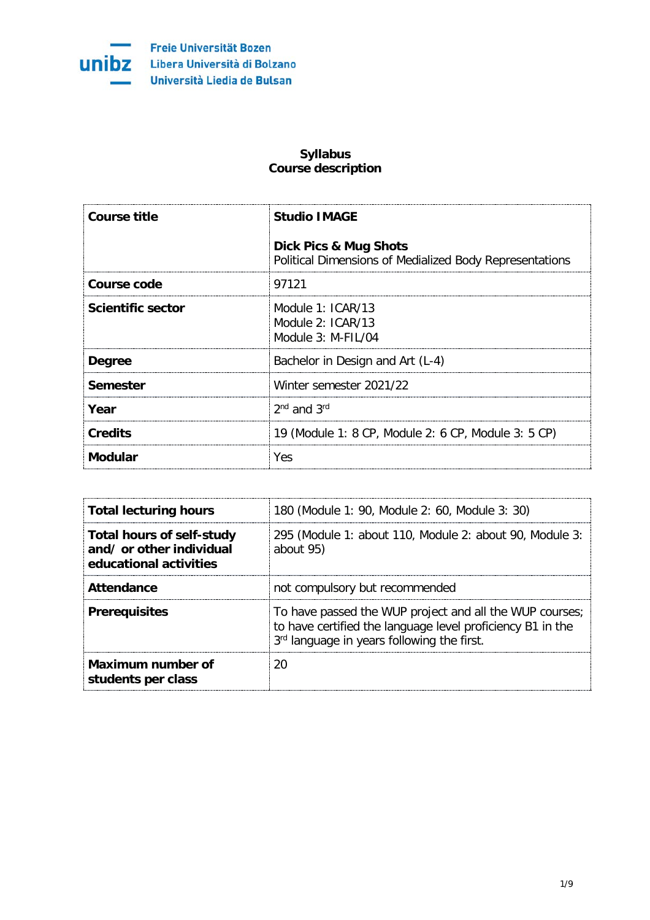Freie Universität Bozen
Libera Università di Bolzano
Università Liedia de Bulsan

## Syllabus
## Course description

| **Course title** | **Studio IMAGE**<br><br>**Dick Pics & Mug Shots**<br>Political Dimensions of Medialized Body Representations |
|---|---|
| **Course code** | 97121 |
| **Scientific sector** | Module 1: ICAR/13<br>Module 2: ICAR/13<br>Module 3: M-FIL/04 |
| **Degree** | Bachelor in Design and Art (L-4) |
| **Semester** | Winter semester 2021/22 |
| **Year** | 2nd and 3rd |
| **Credits** | 19 (Module 1: 8 CP, Module 2: 6 CP, Module 3: 5 CP) |
| **Modular** | Yes |

| **Total lecturing hours** | 180 (Module 1: 90, Module 2: 60, Module 3: 30) |
|---|---|
| **Total hours of self-study and/ or other individual educational activities** | 295 (Module 1: about 110, Module 2: about 90, Module 3: about 95) |
| **Attendance** | not compulsory but recommended |
| **Prerequisites** | To have passed the WUP project and all the WUP courses; to have certified the language level proficiency B1 in the 3rd language in years following the first. |
| **Maximum number of students per class** | 20 |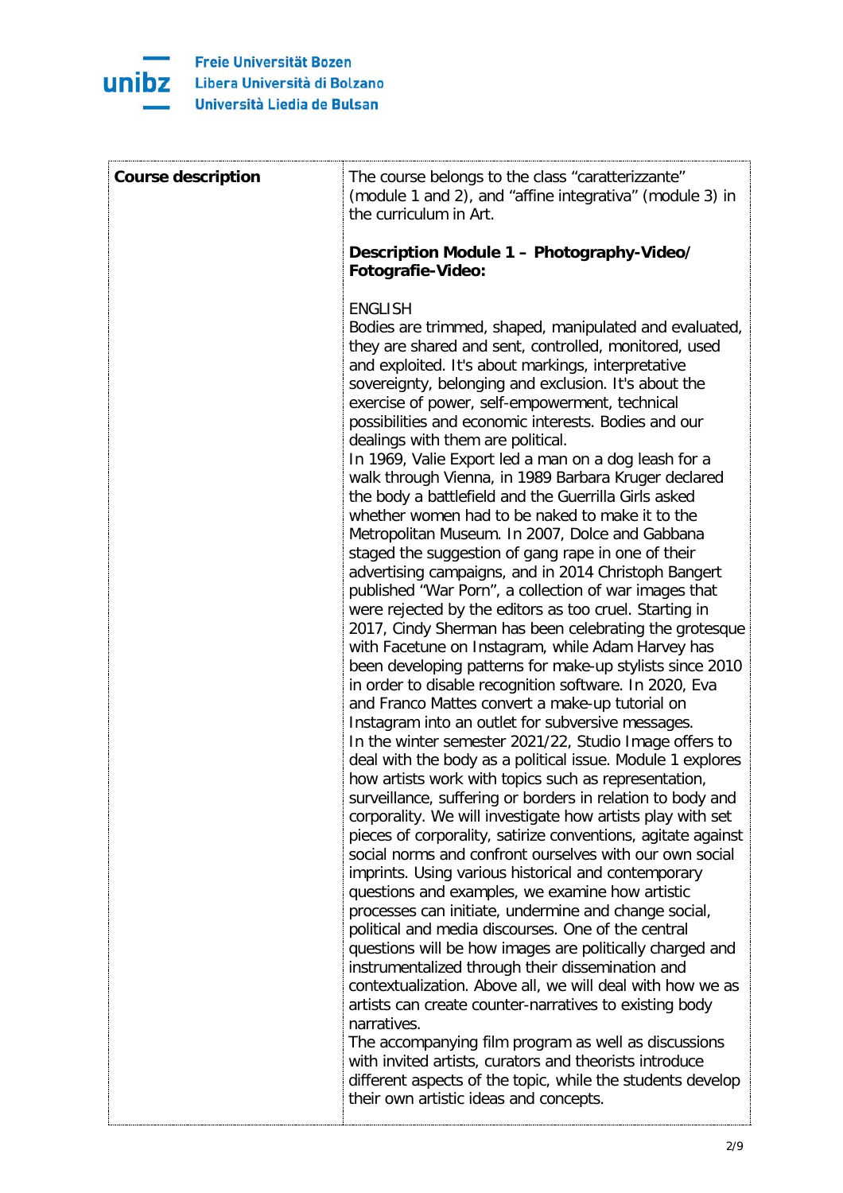| **Course description** | The course belongs to the class "caratterizzante" (module 1 and 2), and "affine integrativa" (module 3) in the curriculum in Art.<br><br>**Description Module 1 – Photography-Video/ Fotografie-Video:**<br><br>ENGLISH<br>Bodies are trimmed, shaped, manipulated and evaluated, they are shared and sent, controlled, monitored, used and exploited. It's about markings, interpretative sovereignty, belonging and exclusion. It's about the exercise of power, self-empowerment, technical possibilities and economic interests. Bodies and our dealings with them are political.<br>In 1969, Valie Export led a man on a dog leash for a walk through Vienna, in 1989 Barbara Kruger declared the body a battlefield and the Guerrilla Girls asked whether women had to be naked to make it to the Metropolitan Museum. In 2007, Dolce and Gabbana staged the suggestion of gang rape in one of their advertising campaigns, and in 2014 Christoph Bangert published "War Porn", a collection of war images that were rejected by the editors as too cruel. Starting in 2017, Cindy Sherman has been celebrating the grotesque with Facetune on Instagram, while Adam Harvey has been developing patterns for make-up stylists since 2010 in order to disable recognition software. In 2020, Eva and Franco Mattes convert a make-up tutorial on Instagram into an outlet for subversive messages.<br>In the winter semester 2021/22, Studio Image offers to deal with the body as a political issue. Module 1 explores how artists work with topics such as representation, surveillance, suffering or borders in relation to body and corporality. We will investigate how artists play with set pieces of corporality, satirize conventions, agitate against social norms and confront ourselves with our own social imprints. Using various historical and contemporary questions and examples, we examine how artistic processes can initiate, undermine and change social, political and media discourses. One of the central questions will be how images are politically charged and instrumentalized through their dissemination and contextualization. Above all, we will deal with how we as artists can create counter-narratives to existing body narratives.<br>The accompanying film program as well as discussions with invited artists, curators and theorists introduce different aspects of the topic, while the students develop their own artistic ideas and concepts. |
|---|---|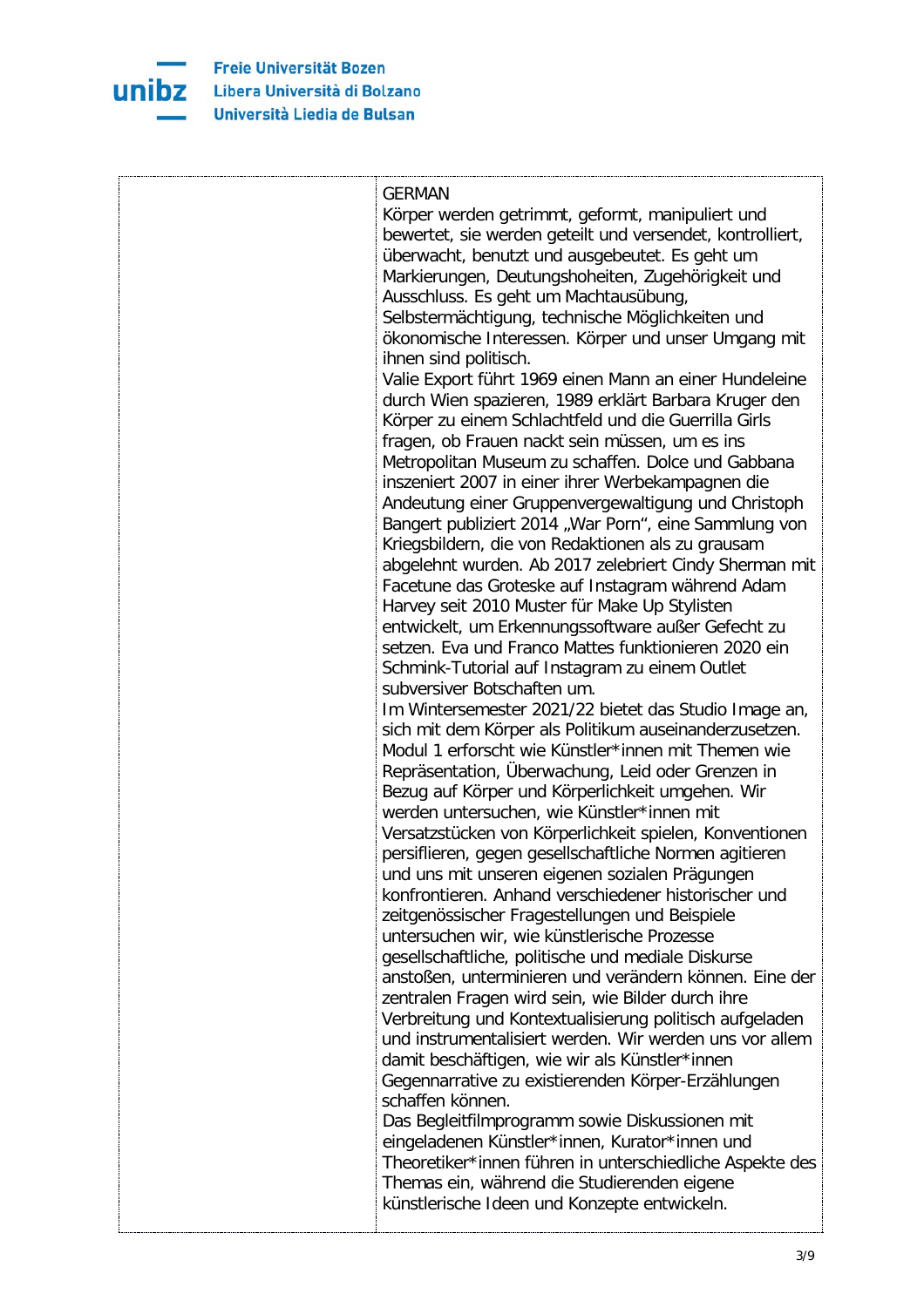GERMAN

Körper werden getrimmt, geformt, manipuliert und bewertet, sie werden geteilt und versendet, kontrolliert, überwacht, benutzt und ausgebeutet. Es geht um Markierungen, Deutungshoheiten, Zugehörigkeit und Ausschluss. Es geht um Machtausübung, Selbstermächtigung, technische Möglichkeiten und ökonomische Interessen. Körper und unser Umgang mit ihnen sind politisch.

Valie Export führt 1969 einen Mann an einer Hundeleine durch Wien spazieren, 1989 erklärt Barbara Kruger den Körper zu einem Schlachtfeld und die Guerrilla Girls fragen, ob Frauen nackt sein müssen, um es ins Metropolitan Museum zu schaffen. Dolce und Gabbana inszeniert 2007 in einer ihrer Werbekampagnen die Andeutung einer Gruppenvergewaltigung und Christoph Bangert publiziert 2014 „War Porn", eine Sammlung von Kriegsbildern, die von Redaktionen als zu grausam abgelehnt wurden. Ab 2017 zelebriert Cindy Sherman mit Facetune das Groteske auf Instagram während Adam Harvey seit 2010 Muster für Make Up Stylisten entwickelt, um Erkennungssoftware außer Gefecht zu setzen. Eva und Franco Mattes funktionieren 2020 ein Schmink-Tutorial auf Instagram zu einem Outlet subversiver Botschaften um.

Im Wintersemester 2021/22 bietet das Studio Image an, sich mit dem Körper als Politikum auseinanderzusetzen. Modul 1 erforscht wie Künstler*innen mit Themen wie Repräsentation, Überwachung, Leid oder Grenzen in Bezug auf Körper und Körperlichkeit umgehen. Wir werden untersuchen, wie Künstler*innen mit Versatzstücken von Körperlichkeit spielen, Konventionen persiflieren, gegen gesellschaftliche Normen agitieren und uns mit unseren eigenen sozialen Prägungen konfrontieren. Anhand verschiedener historischer und zeitgenössischer Fragestellungen und Beispiele untersuchen wir, wie künstlerische Prozesse gesellschaftliche, politische und mediale Diskurse anstoßen, unterminieren und verändern können. Eine der zentralen Fragen wird sein, wie Bilder durch ihre Verbreitung und Kontextualisierung politisch aufgeladen und instrumentalisiert werden. Wir werden uns vor allem damit beschäftigen, wie wir als Künstler*innen Gegennarrative zu existierenden Körper-Erzählungen schaffen können.

Das Begleitfilmprogramm sowie Diskussionen mit eingeladenen Künstler*innen, Kurator*innen und Theoretiker*innen führen in unterschiedliche Aspekte des Themas ein, während die Studierenden eigene künstlerische Ideen und Konzepte entwickeln.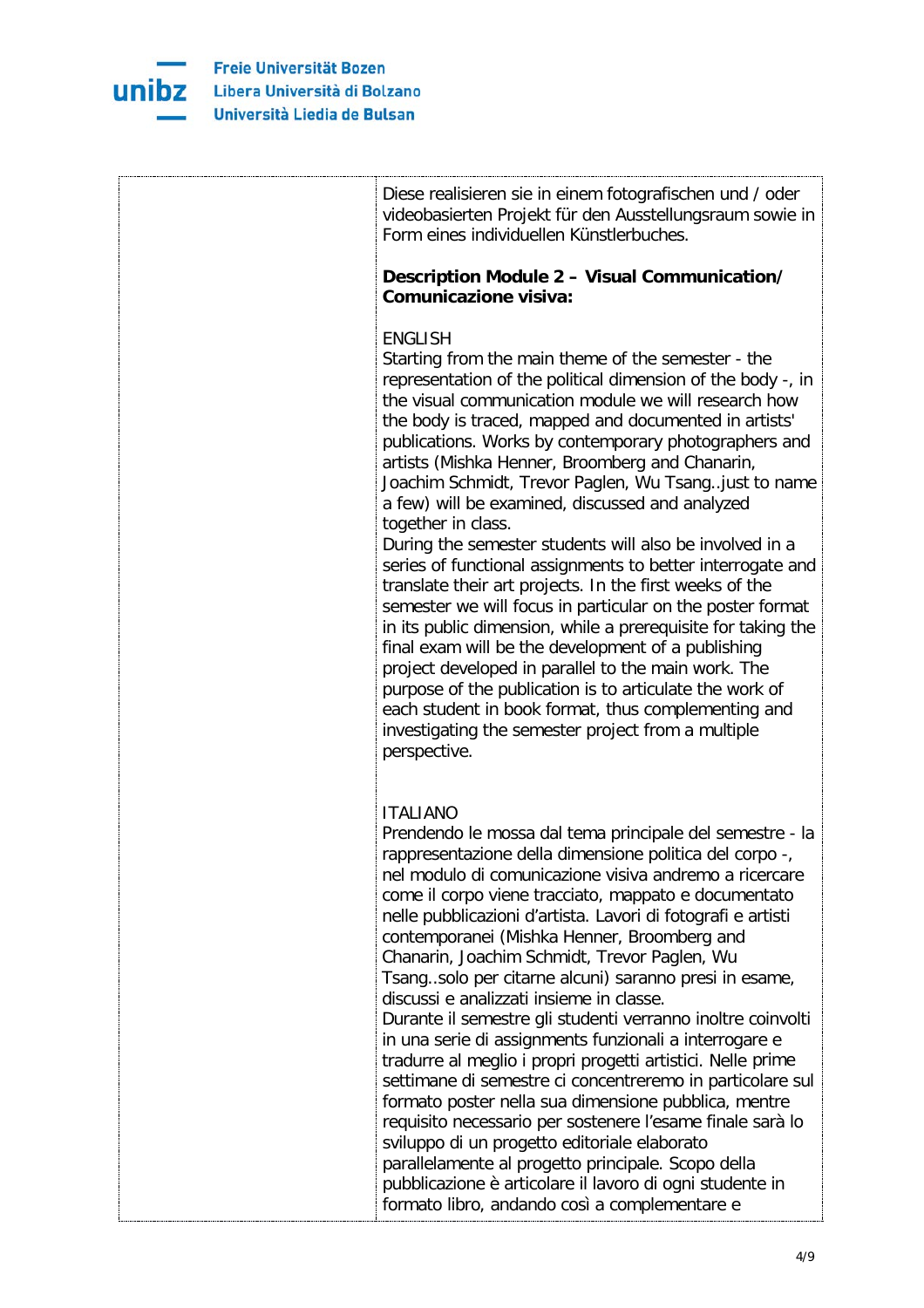| | |
|---|---|
| | Diese realisieren sie in einem fotografischen und / oder videobasierten Projekt für den Ausstellungsraum sowie in Form eines individuellen Künstlerbuches.<br><br>**Description Module 2 – Visual Communication/ Comunicazione visiva:**<br><br>ENGLISH<br>Starting from the main theme of the semester - the representation of the political dimension of the body -, in the visual communication module we will research how the body is traced, mapped and documented in artists' publications. Works by contemporary photographers and artists (Mishka Henner, Broomberg and Chanarin, Joachim Schmidt, Trevor Paglen, Wu Tsang..just to name a few) will be examined, discussed and analyzed together in class.<br>During the semester students will also be involved in a series of functional assignments to better interrogate and translate their art projects. In the first weeks of the semester we will focus in particular on the poster format in its public dimension, while a prerequisite for taking the final exam will be the development of a publishing project developed in parallel to the main work. The purpose of the publication is to articulate the work of each student in book format, thus complementing and investigating the semester project from a multiple perspective.<br><br>ITALIANO<br>Prendendo le mossa dal tema principale del semestre - la rappresentazione della dimensione politica del corpo -, nel modulo di comunicazione visiva andremo a ricercare come il corpo viene tracciato, mappato e documentato nelle pubblicazioni d'artista. Lavori di fotografi e artisti contemporanei (Mishka Henner, Broomberg and Chanarin, Joachim Schmidt, Trevor Paglen, Wu Tsang..solo per citarne alcuni) saranno presi in esame, discussi e analizzati insieme in classe.<br>Durante il semestre gli studenti verranno inoltre coinvolti in una serie di assignments funzionali a interrogare e tradurre al meglio i propri progetti artistici. Nelle prime settimane di semestre ci concentreremo in particolare sul formato poster nella sua dimensione pubblica, mentre requisito necessario per sostenere l'esame finale sarà lo sviluppo di un progetto editoriale elaborato parallelamente al progetto principale. Scopo della pubblicazione è articolare il lavoro di ogni studente in formato libro, andando così a complementare e |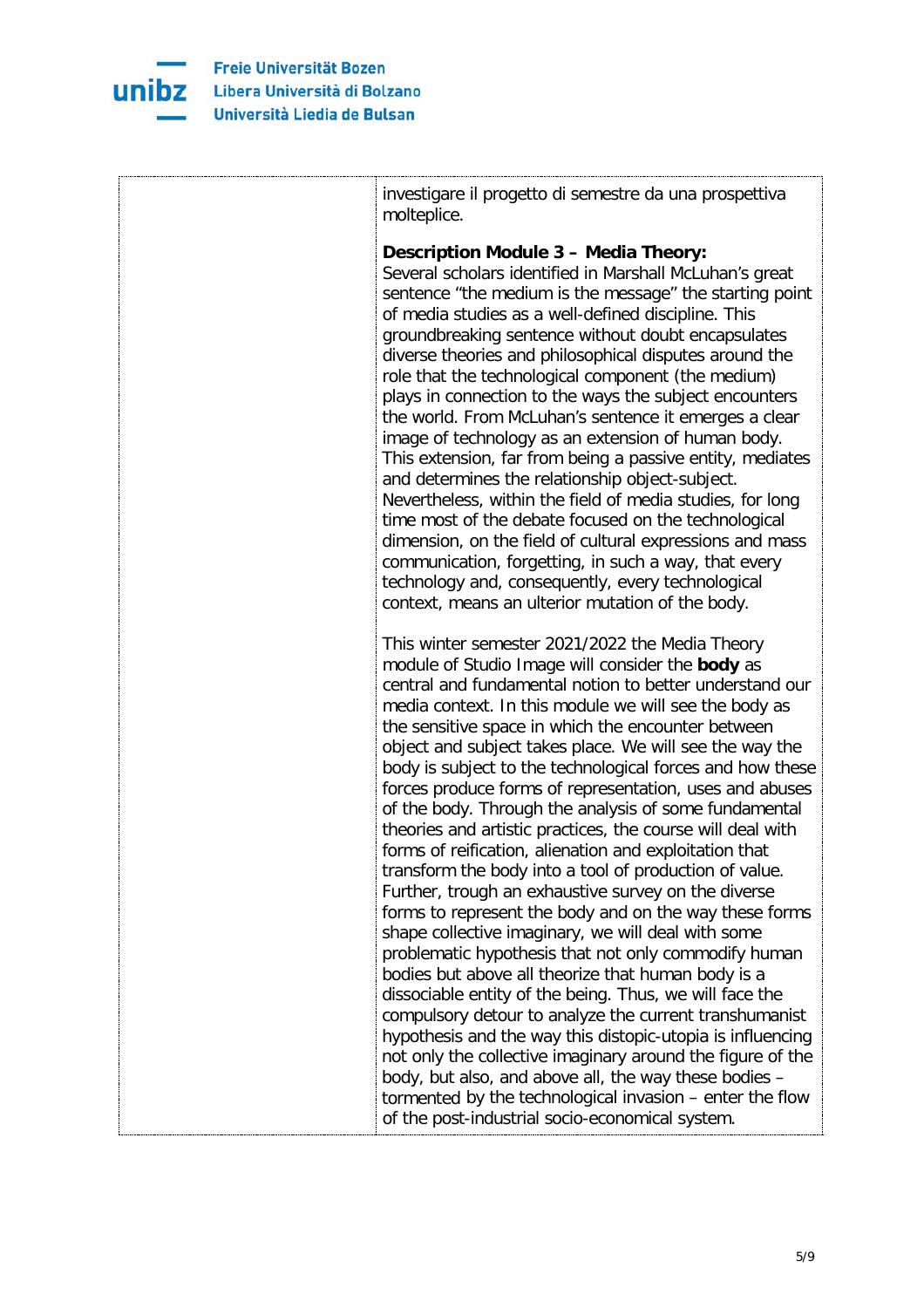investigare il progetto di semestre da una prospettiva molteplice.

**Description Module 3 – Media Theory:**
Several scholars identified in Marshall McLuhan's great sentence "the medium is the message" the starting point of media studies as a well-defined discipline. This groundbreaking sentence without doubt encapsulates diverse theories and philosophical disputes around the role that the technological component (the medium) plays in connection to the ways the subject encounters the world. From McLuhan's sentence it emerges a clear image of technology as an extension of human body. This extension, far from being a passive entity, mediates and determines the relationship object-subject. Nevertheless, within the field of media studies, for long time most of the debate focused on the technological dimension, on the field of cultural expressions and mass communication, forgetting, in such a way, that every technology and, consequently, every technological context, means an ulterior mutation of the body.

This winter semester 2021/2022 the Media Theory module of Studio Image will consider the **body** as central and fundamental notion to better understand our media context. In this module we will see the body as the sensitive space in which the encounter between object and subject takes place. We will see the way the body is subject to the technological forces and how these forces produce forms of representation, uses and abuses of the body. Through the analysis of some fundamental theories and artistic practices, the course will deal with forms of reification, alienation and exploitation that transform the body into a tool of production of value. Further, trough an exhaustive survey on the diverse forms to represent the body and on the way these forms shape collective imaginary, we will deal with some problematic hypothesis that not only commodify human bodies but above all theorize that human body is a dissociable entity of the being. Thus, we will face the compulsory detour to analyze the current transhumanist hypothesis and the way this distopic-utopia is influencing not only the collective imaginary around the figure of the body, but also, and above all, the way these bodies – tormented by the technological invasion – enter the flow of the post-industrial socio-economical system.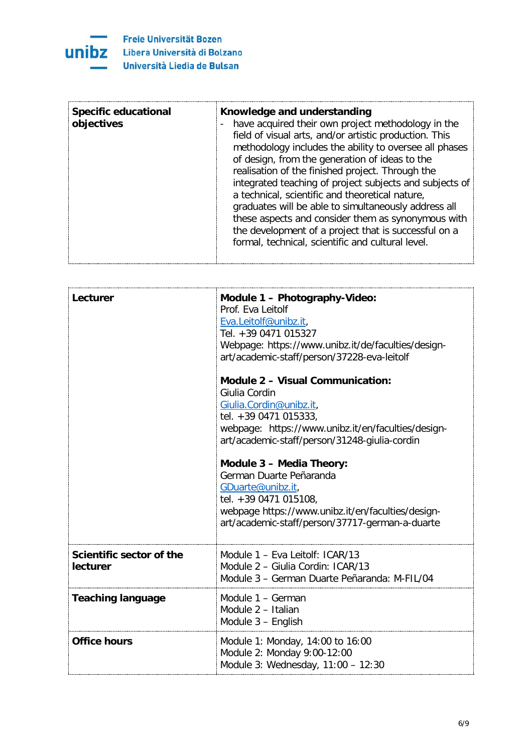| Specific educational objectives | **Knowledge and understanding**<br>- have acquired their own project methodology in the field of visual arts, and/or artistic production. This methodology includes the ability to oversee all phases of design, from the generation of ideas to the realisation of the finished project. Through the integrated teaching of project subjects and subjects of a technical, scientific and theoretical nature, graduates will be able to simultaneously address all these aspects and consider them as synonymous with the development of a project that is successful on a formal, technical, scientific and cultural level. |
|---|---|

| Lecturer | **Module 1 – Photography-Video:**<br>Prof. Eva Leitolf<br>Eva.Leitolf@unibz.it,<br>Tel. +39 0471 015327<br>Webpage: https://www.unibz.it/de/faculties/design-art/academic-staff/person/37228-eva-leitolf<br><br>**Module 2 – Visual Communication:**<br>Giulia Cordin<br>Giulia.Cordin@unibz.it,<br>tel. +39 0471 015333,<br>webpage: https://www.unibz.it/en/faculties/design-art/academic-staff/person/31248-giulia-cordin<br><br>**Module 3 – Media Theory:**<br>German Duarte Peñaranda<br>GDuarte@unibz.it,<br>tel. +39 0471 015108,<br>webpage https://www.unibz.it/en/faculties/design-art/academic-staff/person/37717-german-a-duarte |
|---|---|
| **Scientific sector of the lecturer** | Module 1 – Eva Leitolf: ICAR/13<br>Module 2 – Giulia Cordin: ICAR/13<br>Module 3 – German Duarte Peñaranda: M-FIL/04 |
| **Teaching language** | Module 1 – German<br>Module 2 – Italian<br>Module 3 – English |
| **Office hours** | Module 1: Monday, 14:00 to 16:00<br>Module 2: Monday 9:00-12:00<br>Module 3: Wednesday, 11:00 – 12:30 |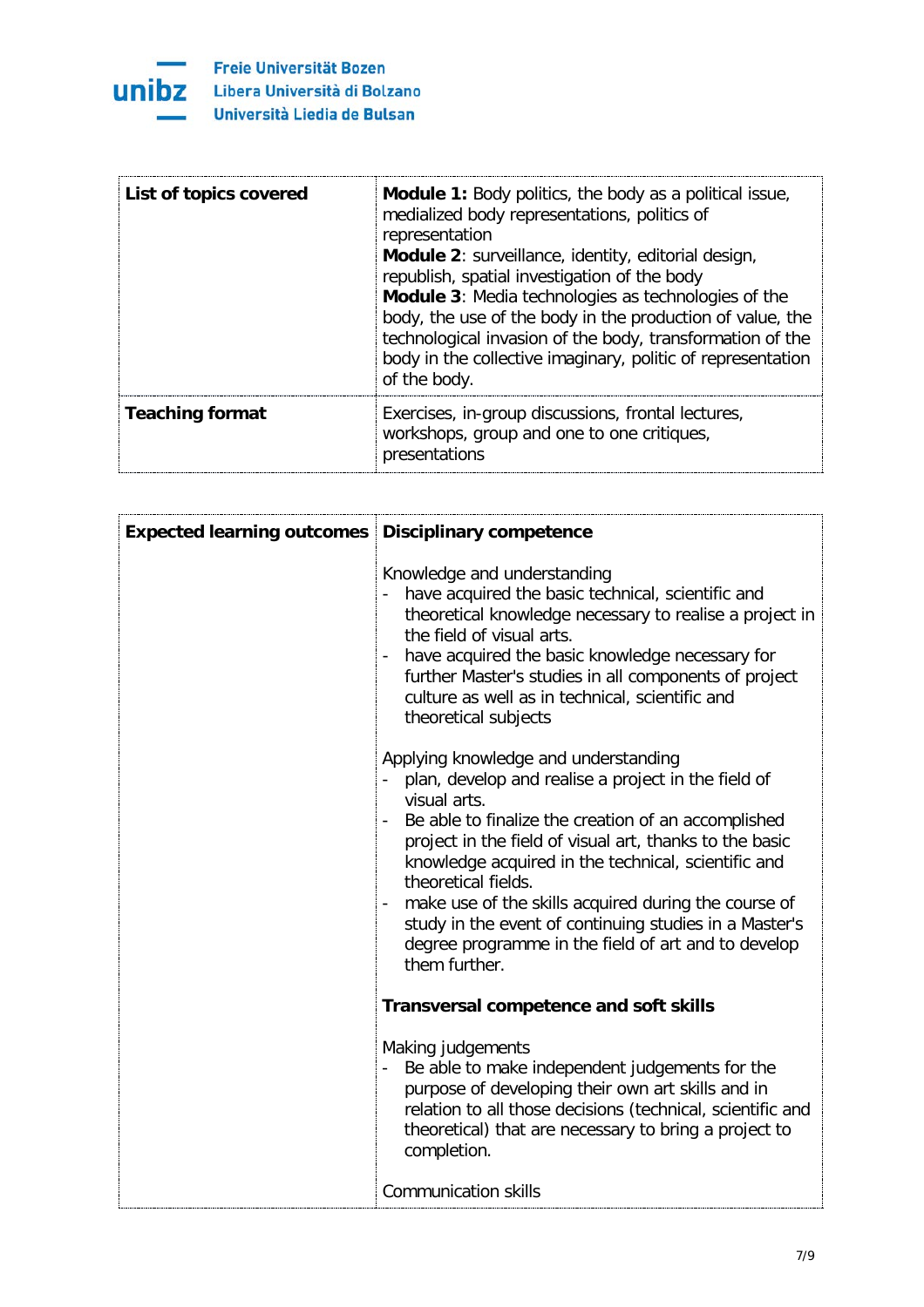| List of topics covered | **Module 1:** Body politics, the body as a political issue, medialized body representations, politics of representation<br>**Module 2**: surveillance, identity, editorial design, republish, spatial investigation of the body<br>**Module 3**: Media technologies as technologies of the body, the use of the body in the production of value, the technological invasion of the body, transformation of the body in the collective imaginary, politic of representation of the body. |
|---|---|
| **Teaching format** | Exercises, in-group discussions, frontal lectures, workshops, group and one to one critiques, presentations |

| Expected learning outcomes | Disciplinary competence |
|---|---|
| | Knowledge and understanding<br>- have acquired the basic technical, scientific and theoretical knowledge necessary to realise a project in the field of visual arts.<br>- have acquired the basic knowledge necessary for further Master's studies in all components of project culture as well as in technical, scientific and theoretical subjects<br><br>Applying knowledge and understanding<br>- plan, develop and realise a project in the field of visual arts.<br>- Be able to finalize the creation of an accomplished project in the field of visual art, thanks to the basic knowledge acquired in the technical, scientific and theoretical fields.<br>- make use of the skills acquired during the course of study in the event of continuing studies in a Master's degree programme in the field of art and to develop them further.<br><br>**Transversal competence and soft skills**<br><br>Making judgements<br>- Be able to make independent judgements for the purpose of developing their own art skills and in relation to all those decisions (technical, scientific and theoretical) that are necessary to bring a project to completion.<br><br>Communication skills |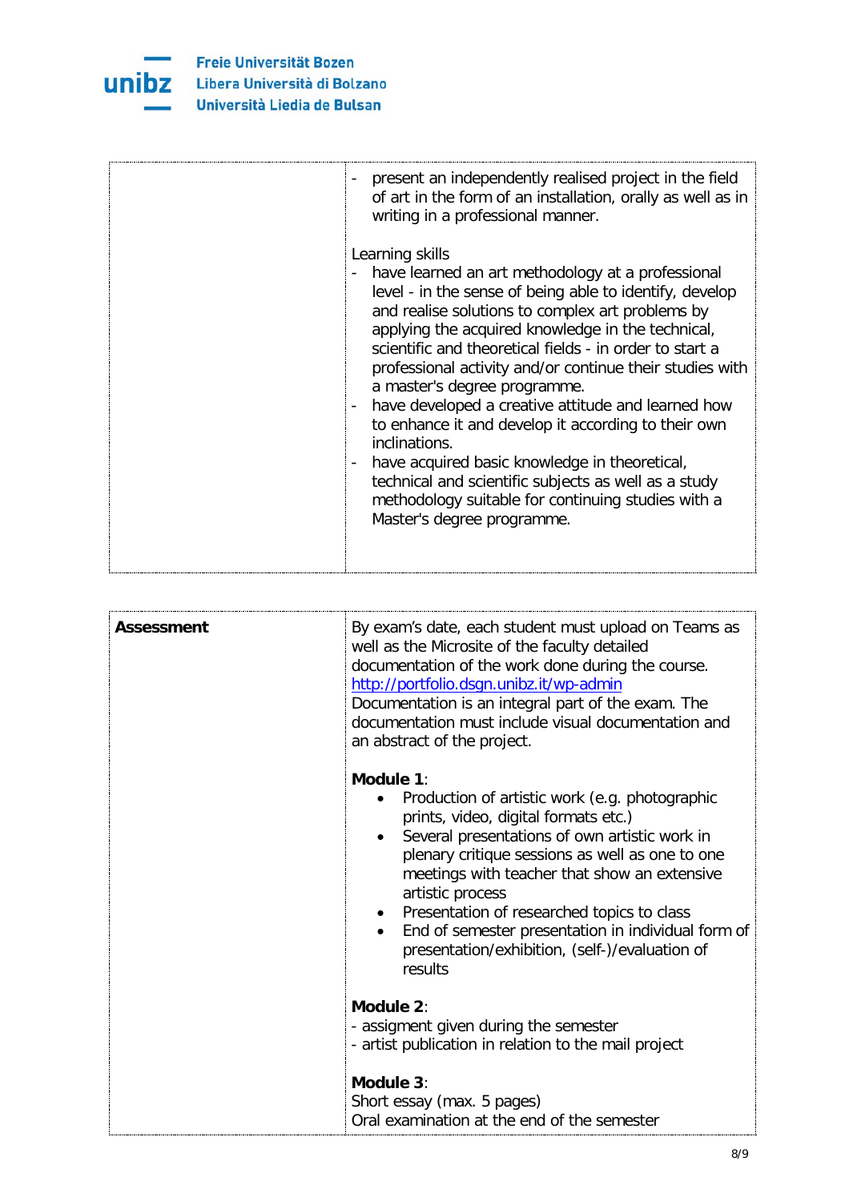| | |
|---|---|
| | - present an independently realised project in the field of art in the form of an installation, orally as well as in writing in a professional manner.<br><br>Learning skills<br>- have learned an art methodology at a professional level - in the sense of being able to identify, develop and realise solutions to complex art problems by applying the acquired knowledge in the technical, scientific and theoretical fields - in order to start a professional activity and/or continue their studies with a master's degree programme.<br>- have developed a creative attitude and learned how to enhance it and develop it according to their own inclinations.<br>- have acquired basic knowledge in theoretical, technical and scientific subjects as well as a study methodology suitable for continuing studies with a Master's degree programme. |

| | |
|---|---|
| **Assessment** | By exam's date, each student must upload on Teams as well as the Microsite of the faculty detailed documentation of the work done during the course. http://portfolio.dsgn.unibz.it/wp-admin<br>Documentation is an integral part of the exam. The documentation must include visual documentation and an abstract of the project.<br><br>**Module 1**:<br>• Production of artistic work (e.g. photographic prints, video, digital formats etc.)<br>• Several presentations of own artistic work in plenary critique sessions as well as one to one meetings with teacher that show an extensive artistic process<br>• Presentation of researched topics to class<br>• End of semester presentation in individual form of presentation/exhibition, (self-)/evaluation of results<br><br>**Module 2**:<br>- assigment given during the semester<br>- artist publication in relation to the mail project<br><br>**Module 3**:<br>Short essay (max. 5 pages)<br>Oral examination at the end of the semester |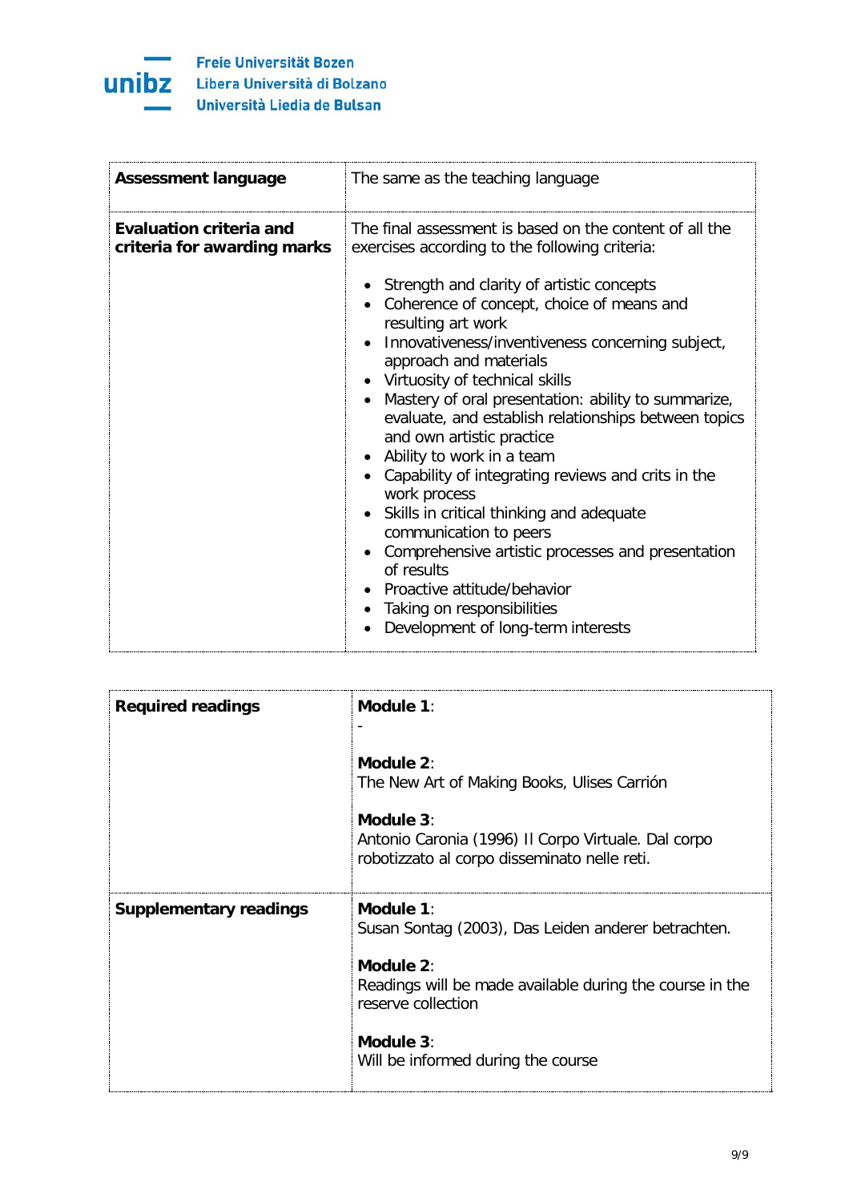| | |
|---|---|
| **Assessment language** | The same as the teaching language |
| **Evaluation criteria and criteria for awarding marks** | The final assessment is based on the content of all the exercises according to the following criteria:<br><br>• Strength and clarity of artistic concepts<br>• Coherence of concept, choice of means and resulting art work<br>• Innovativeness/inventiveness concerning subject, approach and materials<br>• Virtuosity of technical skills<br>• Mastery of oral presentation: ability to summarize, evaluate, and establish relationships between topics and own artistic practice<br>• Ability to work in a team<br>• Capability of integrating reviews and crits in the work process<br>• Skills in critical thinking and adequate communication to peers<br>• Comprehensive artistic processes and presentation of results<br>• Proactive attitude/behavior<br>• Taking on responsibilities<br>• Development of long-term interests |

| | |
|---|---|
| **Required readings** | **Module 1**:<br>-<br><br>**Module 2**:<br>The New Art of Making Books, Ulises Carrión<br><br>**Module 3**:<br>Antonio Caronia (1996) Il Corpo Virtuale. Dal corpo robotizzato al corpo disseminato nelle reti. |
| **Supplementary readings** | **Module 1**:<br>Susan Sontag (2003), Das Leiden anderer betrachten.<br><br>**Module 2**:<br>Readings will be made available during the course in the reserve collection<br><br>**Module 3**:<br>Will be informed during the course |